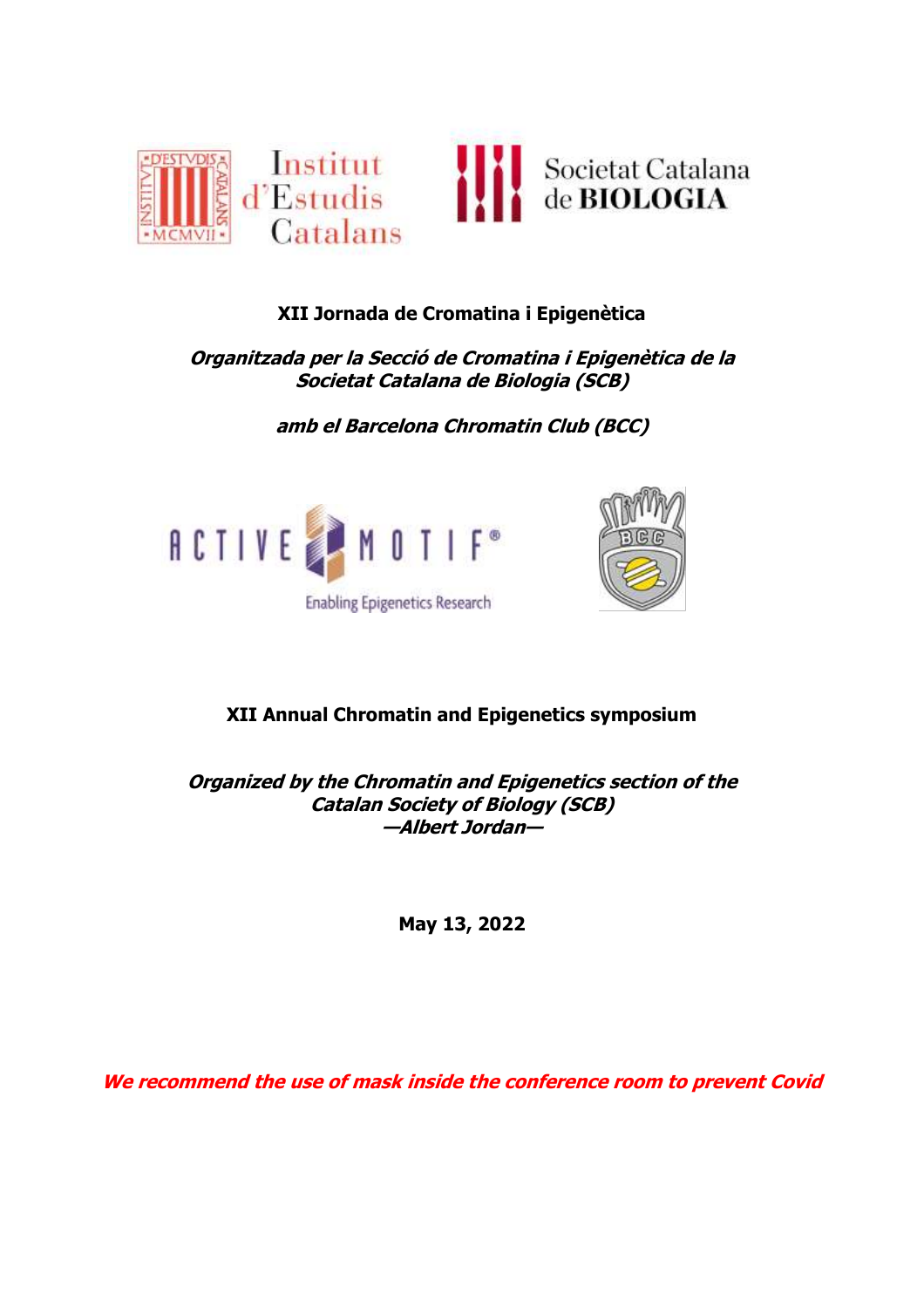**XII Jornada de Cromatina i Epigenètica**

***Organitzada per la Secció de Cromatina i Epigenètica de la Societat Catalana de Biologia (SCB)***

***amb el Barcelona Chromatin Club (BCC)***

**XII Annual Chromatin and Epigenetics symposium**

***Organized by the Chromatin and Epigenetics section of the Catalan Society of Biology (SCB)***
***—Albert Jordan—***

**May 13, 2022**

***We recommend the use of mask inside the conference room to prevent Covid***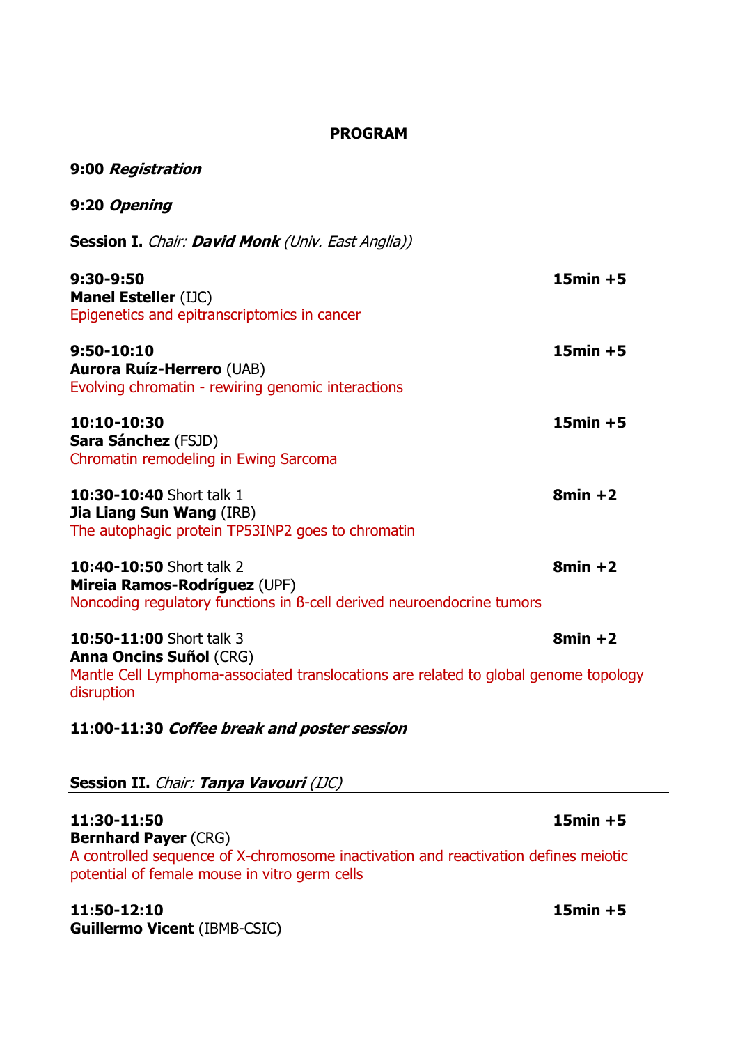**PROGRAM**

**9:00** ***Registration***

**9:20** ***Opening***

**Session I.** *Chair:* ***David Monk*** *(Univ. East Anglia))*

**9:30-9:50** **15min +5**
**Manel Esteller** (IJC)
Epigenetics and epitranscriptomics in cancer

**9:50-10:10** **15min +5**
**Aurora Ruíz-Herrero** (UAB)
Evolving chromatin - rewiring genomic interactions

**10:10-10:30** **15min +5**
**Sara Sánchez** (FSJD)
Chromatin remodeling in Ewing Sarcoma

**10:30-10:40** Short talk 1 **8min +2**
**Jia Liang Sun Wang** (IRB)
The autophagic protein TP53INP2 goes to chromatin

**10:40-10:50** Short talk 2 **8min +2**
**Mireia Ramos-Rodríguez** (UPF)
Noncoding regulatory functions in ß-cell derived neuroendocrine tumors

**10:50-11:00** Short talk 3 **8min +2**
**Anna Oncins Suñol** (CRG)
Mantle Cell Lymphoma-associated translocations are related to global genome topology disruption

**11:00-11:30** ***Coffee break and poster session***

**Session II.** *Chair:* ***Tanya Vavouri*** *(IJC)*

**11:30-11:50** **15min +5**
**Bernhard Payer** (CRG)
A controlled sequence of X-chromosome inactivation and reactivation defines meiotic potential of female mouse in vitro germ cells

**11:50-12:10** **15min +5**
**Guillermo Vicent** (IBMB-CSIC)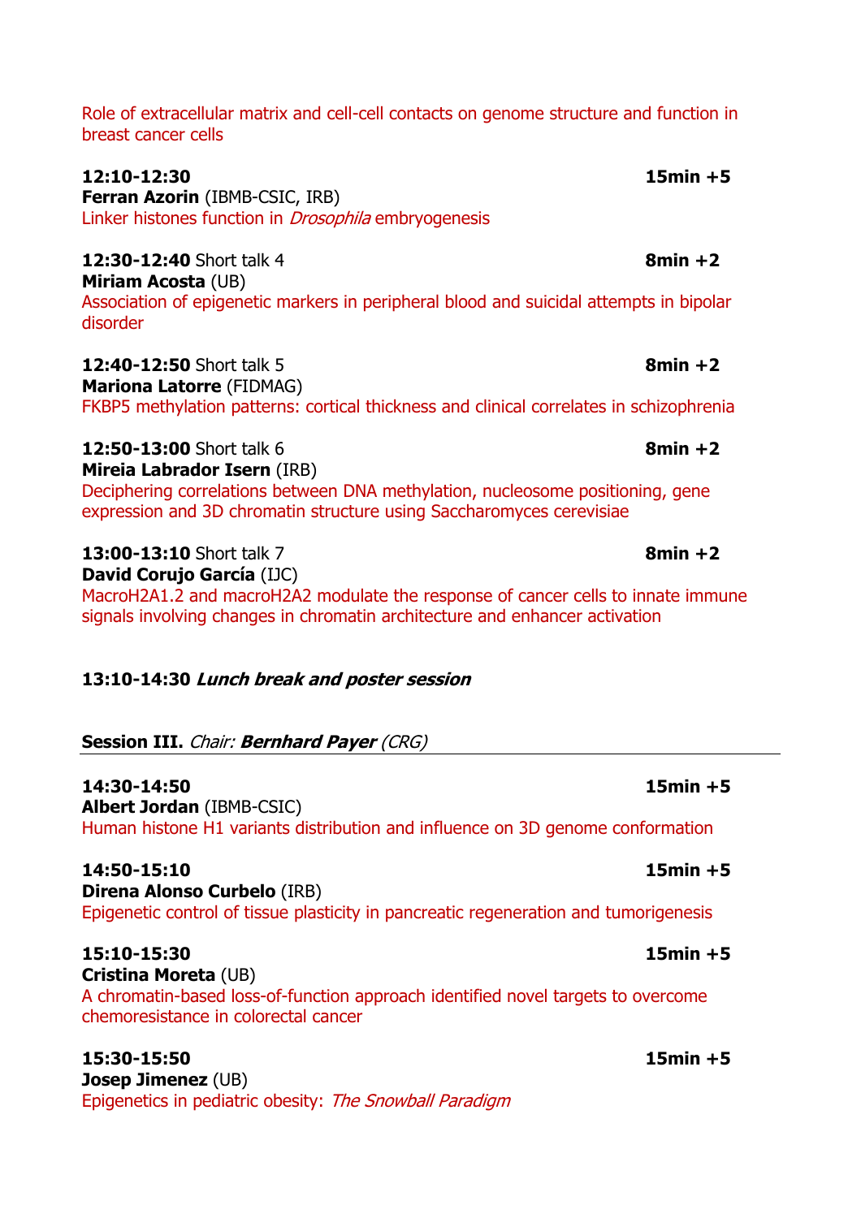Role of extracellular matrix and cell-cell contacts on genome structure and function in breast cancer cells

**12:10-12:30** **15min +5**
**Ferran Azorin** (IBMB-CSIC, IRB)
Linker histones function in *Drosophila* embryogenesis

**12:30-12:40** Short talk 4 **8min +2**
**Miriam Acosta** (UB)
Association of epigenetic markers in peripheral blood and suicidal attempts in bipolar disorder

**12:40-12:50** Short talk 5 **8min +2**
**Mariona Latorre** (FIDMAG)
FKBP5 methylation patterns: cortical thickness and clinical correlates in schizophrenia

**12:50-13:00** Short talk 6 **8min +2**
**Mireia Labrador Isern** (IRB)
Deciphering correlations between DNA methylation, nucleosome positioning, gene expression and 3D chromatin structure using Saccharomyces cerevisiae

**13:00-13:10** Short talk 7 **8min +2**
**David Corujo García** (IJC)
MacroH2A1.2 and macroH2A2 modulate the response of cancer cells to innate immune signals involving changes in chromatin architecture and enhancer activation

**13:10-14:30** ***Lunch break and poster session***

**Session III.** *Chair:* ***Bernhard Payer*** *(CRG)*

---

**14:30-14:50** **15min +5**
**Albert Jordan** (IBMB-CSIC)
Human histone H1 variants distribution and influence on 3D genome conformation

**14:50-15:10** **15min +5**
**Direna Alonso Curbelo** (IRB)
Epigenetic control of tissue plasticity in pancreatic regeneration and tumorigenesis

**15:10-15:30** **15min +5**
**Cristina Moreta** (UB)
A chromatin-based loss-of-function approach identified novel targets to overcome chemoresistance in colorectal cancer

**15:30-15:50** **15min +5**
**Josep Jimenez** (UB)
Epigenetics in pediatric obesity: *The Snowball Paradigm*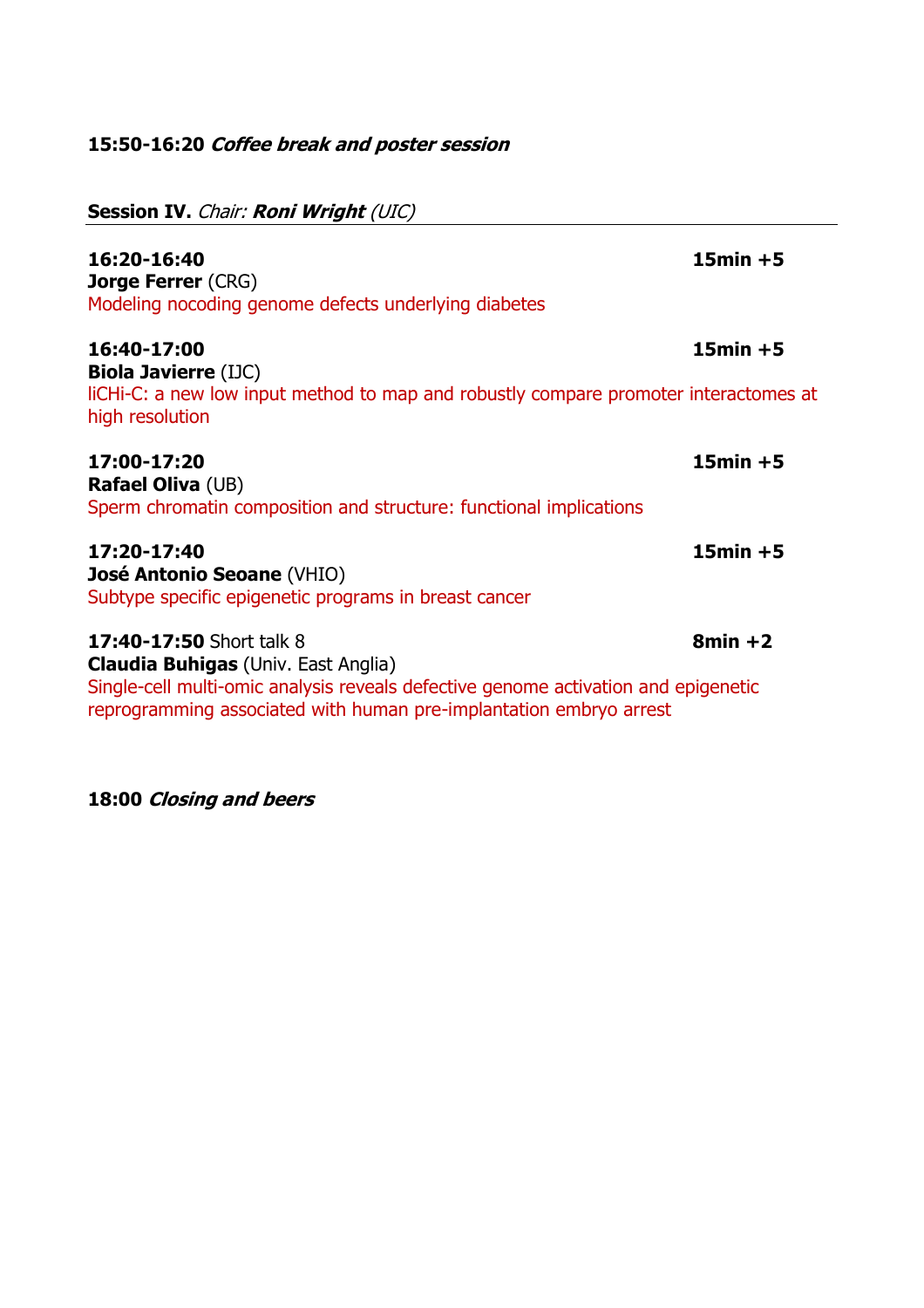**15:50-16:20** ***Coffee break and poster session***

**Session IV.** *Chair:* ***Roni Wright*** *(UIC)*

---

**16:20-16:40** **15min +5**
**Jorge Ferrer** (CRG)
Modeling nocoding genome defects underlying diabetes

**16:40-17:00** **15min +5**
**Biola Javierre** (IJC)
liCHi-C: a new low input method to map and robustly compare promoter interactomes at high resolution

**17:00-17:20** **15min +5**
**Rafael Oliva** (UB)
Sperm chromatin composition and structure: functional implications

**17:20-17:40** **15min +5**
**José Antonio Seoane** (VHIO)
Subtype specific epigenetic programs in breast cancer

**17:40-17:50** Short talk 8 **8min +2**
**Claudia Buhigas** (Univ. East Anglia)
Single-cell multi-omic analysis reveals defective genome activation and epigenetic reprogramming associated with human pre-implantation embryo arrest

**18:00** ***Closing and beers***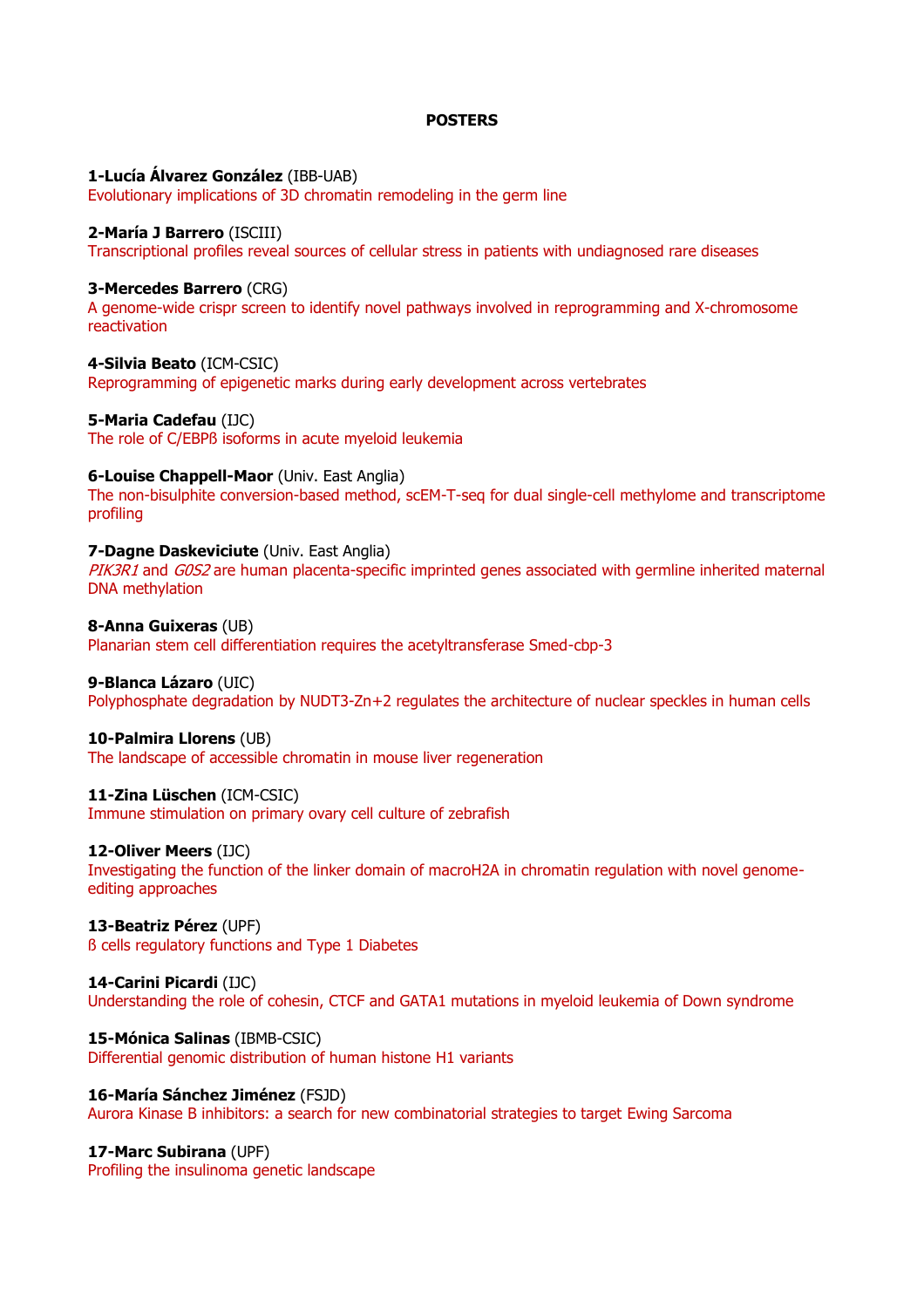# POSTERS

**1-Lucía Álvarez González** (IBB-UAB)
Evolutionary implications of 3D chromatin remodeling in the germ line

**2-María J Barrero** (ISCIII)
Transcriptional profiles reveal sources of cellular stress in patients with undiagnosed rare diseases

**3-Mercedes Barrero** (CRG)
A genome-wide crispr screen to identify novel pathways involved in reprogramming and X-chromosome reactivation

**4-Silvia Beato** (ICM-CSIC)
Reprogramming of epigenetic marks during early development across vertebrates

**5-Maria Cadefau** (IJC)
The role of C/EBPß isoforms in acute myeloid leukemia

**6-Louise Chappell-Maor** (Univ. East Anglia)
The non-bisulphite conversion-based method, scEM-T-seq for dual single-cell methylome and transcriptome profiling

**7-Dagne Daskeviciute** (Univ. East Anglia)
*PIK3R1* and *G0S2* are human placenta-specific imprinted genes associated with germline inherited maternal DNA methylation

**8-Anna Guixeras** (UB)
Planarian stem cell differentiation requires the acetyltransferase Smed-cbp-3

**9-Blanca Lázaro** (UIC)
Polyphosphate degradation by NUDT3-Zn+2 regulates the architecture of nuclear speckles in human cells

**10-Palmira Llorens** (UB)
The landscape of accessible chromatin in mouse liver regeneration

**11-Zina Lüschen** (ICM-CSIC)
Immune stimulation on primary ovary cell culture of zebrafish

**12-Oliver Meers** (IJC)
Investigating the function of the linker domain of macroH2A in chromatin regulation with novel genome-editing approaches

**13-Beatriz Pérez** (UPF)
ß cells regulatory functions and Type 1 Diabetes

**14-Carini Picardi** (IJC)
Understanding the role of cohesin, CTCF and GATA1 mutations in myeloid leukemia of Down syndrome

**15-Mónica Salinas** (IBMB-CSIC)
Differential genomic distribution of human histone H1 variants

**16-María Sánchez Jiménez** (FSJD)
Aurora Kinase B inhibitors: a search for new combinatorial strategies to target Ewing Sarcoma

**17-Marc Subirana** (UPF)
Profiling the insulinoma genetic landscape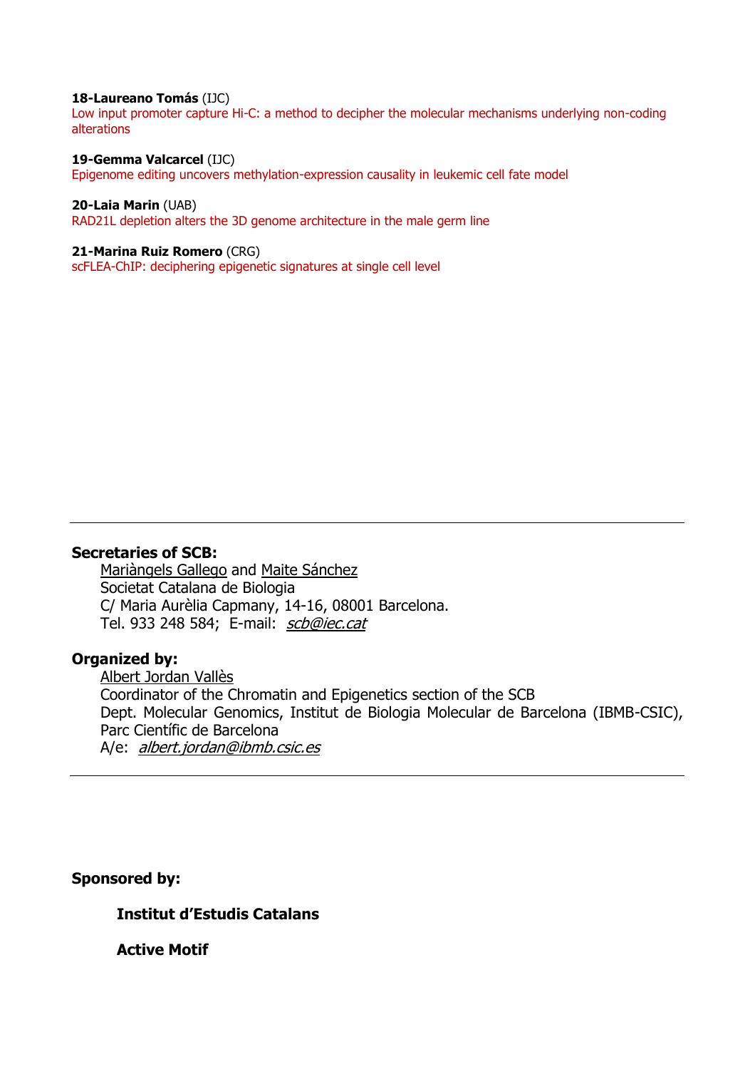**18-Laureano Tomás** (IJC)
Low input promoter capture Hi-C: a method to decipher the molecular mechanisms underlying non-coding alterations

**19-Gemma Valcarcel** (IJC)
Epigenome editing uncovers methylation-expression causality in leukemic cell fate model

**20-Laia Marin** (UAB)
RAD21L depletion alters the 3D genome architecture in the male germ line

**21-Marina Ruiz Romero** (CRG)
scFLEA-ChIP: deciphering epigenetic signatures at single cell level

---

**Secretaries of SCB:**

Mariàngels Gallego and Maite Sánchez
Societat Catalana de Biologia
C/ Maria Aurèlia Capmany, 14-16, 08001 Barcelona.
Tel. 933 248 584; E-mail: *scb@iec.cat*

**Organized by:**

Albert Jordan Vallès
Coordinator of the Chromatin and Epigenetics section of the SCB
Dept. Molecular Genomics, Institut de Biologia Molecular de Barcelona (IBMB-CSIC), Parc Científic de Barcelona
A/e: *albert.jordan@ibmb.csic.es*

---

**Sponsored by:**

**Institut d'Estudis Catalans**

**Active Motif**